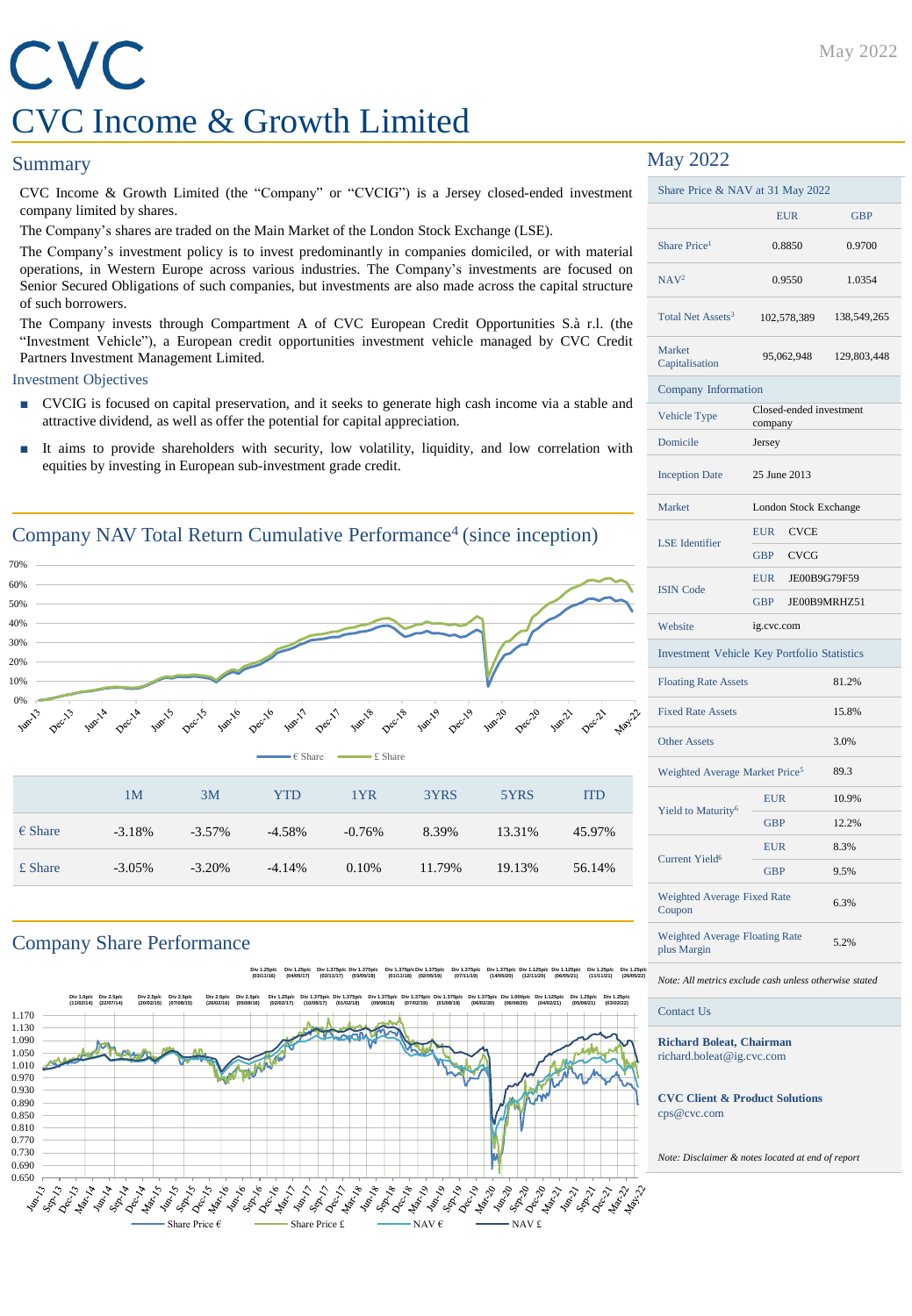# CVC Income & Growth Limited

May 2022

## Summary

CVC Income & Growth Limited (the "Company" or "CVCIG") is a Jersey closed-ended investment company limited by shares.

The Company's shares are traded on the Main Market of the London Stock Exchange (LSE).

The Company's investment policy is to invest predominantly in companies domiciled, or with material operations, in Western Europe across various industries. The Company's investments are focused on Senior Secured Obligations of such companies, but investments are also made across the capital structure of such borrowers.

The Company invests through Compartment A of CVC European Credit Opportunities S.à r.l. (the "Investment Vehicle"), a European credit opportunities investment vehicle managed by CVC Credit Partners Investment Management Limited.

### Investment Objectives

- CVCIG is focused on capital preservation, and it seeks to generate high cash income via a stable and attractive dividend, as well as offer the potential for capital appreciation.
- It aims to provide shareholders with security, low volatility, liquidity, and low correlation with equities by investing in European sub-investment grade credit.

## Company NAV Total Return Cumulative Performance[4] (since inception)

70%
60%
50%
40%
30%
20%
10%
0%

Jun-15, Dec-13, Jun-14, Dec-14, Jun-15, Dec-15, Jun-16, Dec-16, Jun-17, Dec-17, Jun-18, Dec-18, Jun-19, Dec-19, Jun-20, Dec-20, Jun-21, Dec-21, May-22

€ Share   £ Share

| | 1M | 3M | YTD | 1YR | 3YRS | 5YRS | ITD |
|---|---|---|---|---|---|---|---|
| € Share | -3.18% | -3.57% | -4.58% | -0.76% | 8.39% | 13.31% | 45.97% |
| £ Share | -3.05% | -3.20% | -4.14% | 0.10% | 11.79% | 19.13% | 56.14% |

## Company Share Performance

Div 1.0p/c (11/02/14), Div 2.5p/c (22/07/14), Div 2.5p/c (20/02/15), Div 2.5p/c (07/08/15), Div 2.5p/c (26/02/16), Div 2.5p/c (05/08/16), Div 1.25p/c (03/11/16), Div 1.25p/c (02/02/17), Div 1.25p/c (04/05/17), Div 1.375p/c (10/08/17), Div 1.375p/c (02/11/17), Div 1.375p/c (01/02/18), Div 1.375p/c (03/05/18), Div 1.375p/c (09/08/18), Div 1.375p/c (01/11/18), Div 1.375p/c (07/02/19), Div 1.375p/c (02/05/19), Div 1.375p/c (01/08/19), Div 1.375p/c (07/11/19), Div 1.375p/c (06/02/20), Div 1.375p/c (14/05/20), Div 1.000p/c (06/08/20), Div 1.125p/c (12/11/20), Div 1.125p/c (04/02/21), Div 1.125p/c (06/05/21), Div 1.25p/c (05/08/21), Div 1.25p/c (11/11/21), Div 1.25p/c (03/02/22), Div 1.25p/c (26/05/22)

1.170
1.130
1.090
1.050
1.010
0.970
0.930
0.890
0.850
0.810
0.770
0.730
0.690
0.650

Jun-13, Sep-13, Dec-13, Mar-14, Jun-14, Sep-14, Dec-14, Mar-15, Jun-15, Sep-15, Dec-15, Mar-16, Jun-16, Sep-16, Dec-16, Mar-17, Jun-17, Sep-17, Dec-17, Mar-18, Jun-18, Sep-18, Dec-18, Mar-19, Jun-19, Sep-19, Dec-19, Mar-20, Jun-20, Sep-20, Dec-20, Mar-21, Jun-21, Sep-21, Dec-21, Mar-22, May-22

Share Price €   Share Price £   NAV €   NAV £

## May 2022

| Share Price & NAV at 31 May 2022 | EUR | GBP |
|---|---|---|
| Share Price[1] | 0.8850 | 0.9700 |
| NAV[2] | 0.9550 | 1.0354 |
| Total Net Assets[3] | 102,578,389 | 138,549,265 |
| Market Capitalisation | 95,062,948 | 129,803,448 |

| Company Information | | |
|---|---|---|
| Vehicle Type | Closed-ended investment company | |
| Domicile | Jersey | |
| Inception Date | 25 June 2013 | |
| Market | London Stock Exchange | |
| LSE Identifier | EUR | CVCE |
| | GBP | CVCG |
| ISIN Code | EUR | JE00B9G79F59 |
| | GBP | JE00B9MRHZ51 |
| Website | ig.cvc.com | |

| Investment Vehicle Key Portfolio Statistics | | |
|---|---|---|
| Floating Rate Assets | | 81.2% |
| Fixed Rate Assets | | 15.8% |
| Other Assets | | 3.0% |
| Weighted Average Market Price[5] | | 89.3 |
| Yield to Maturity[6] | EUR | 10.9% |
| | GBP | 12.2% |
| Current Yield[6] | EUR | 8.3% |
| | GBP | 9.5% |
| Weighted Average Fixed Rate Coupon | | 6.3% |
| Weighted Average Floating Rate plus Margin | | 5.2% |

*Note: All metrics exclude cash unless otherwise stated*

### Contact Us

**Richard Boleat, Chairman**
richard.boleat@ig.cvc.com

**CVC Client & Product Solutions**
cps@cvc.com

*Note: Disclaimer & notes located at end of report*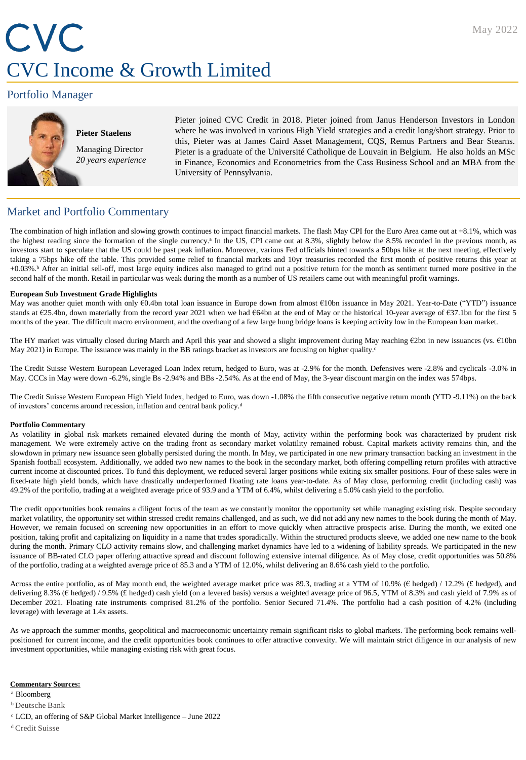CVC

May 2022

# CVC Income & Growth Limited

## Portfolio Manager

**Pieter Staelens**

Managing Director
*20 years experience*

Pieter joined CVC Credit in 2018. Pieter joined from Janus Henderson Investors in London where he was involved in various High Yield strategies and a credit long/short strategy. Prior to this, Pieter was at James Caird Asset Management, CQS, Remus Partners and Bear Stearns. Pieter is a graduate of the Université Catholique de Louvain in Belgium. He also holds an MSc in Finance, Economics and Econometrics from the Cass Business School and an MBA from the University of Pennsylvania.

## Market and Portfolio Commentary

The combination of high inflation and slowing growth continues to impact financial markets. The flash May CPI for the Euro Area came out at +8.1%, which was the highest reading since the formation of the single currency.[a] In the US, CPI came out at 8.3%, slightly below the 8.5% recorded in the previous month, as investors start to speculate that the US could be past peak inflation. Moreover, various Fed officials hinted towards a 50bps hike at the next meeting, effectively taking a 75bps hike off the table. This provided some relief to financial markets and 10yr treasuries recorded the first month of positive returns this year at +0.03%.[b] After an initial sell-off, most large equity indices also managed to grind out a positive return for the month as sentiment turned more positive in the second half of the month. Retail in particular was weak during the month as a number of US retailers came out with meaningful profit warnings.

**European Sub Investment Grade Highlights**

May was another quiet month with only €0.4bn total loan issuance in Europe down from almost €10bn issuance in May 2021. Year-to-Date ("YTD") issuance stands at €25.4bn, down materially from the record year 2021 when we had €64bn at the end of May or the historical 10-year average of €37.1bn for the first 5 months of the year. The difficult macro environment, and the overhang of a few large hung bridge loans is keeping activity low in the European loan market.

The HY market was virtually closed during March and April this year and showed a slight improvement during May reaching €2bn in new issuances (vs. €10bn May 2021) in Europe. The issuance was mainly in the BB ratings bracket as investors are focusing on higher quality.[c]

The Credit Suisse Western European Leveraged Loan Index return, hedged to Euro, was at -2.9% for the month. Defensives were -2.8% and cyclicals -3.0% in May. CCCs in May were down -6.2%, single Bs -2.94% and BBs -2.54%. As at the end of May, the 3-year discount margin on the index was 574bps.

The Credit Suisse Western European High Yield Index, hedged to Euro, was down -1.08% the fifth consecutive negative return month (YTD -9.11%) on the back of investors' concerns around recession, inflation and central bank policy.[d]

**Portfolio Commentary**

As volatility in global risk markets remained elevated during the month of May, activity within the performing book was characterized by prudent risk management. We were extremely active on the trading front as secondary market volatility remained robust. Capital markets activity remains thin, and the slowdown in primary new issuance seen globally persisted during the month. In May, we participated in one new primary transaction backing an investment in the Spanish football ecosystem. Additionally, we added two new names to the book in the secondary market, both offering compelling return profiles with attractive current income at discounted prices. To fund this deployment, we reduced several larger positions while exiting six smaller positions. Four of these sales were in fixed-rate high yield bonds, which have drastically underperformed floating rate loans year-to-date. As of May close, performing credit (including cash) was 49.2% of the portfolio, trading at a weighted average price of 93.9 and a YTM of 6.4%, whilst delivering a 5.0% cash yield to the portfolio.

The credit opportunities book remains a diligent focus of the team as we constantly monitor the opportunity set while managing existing risk. Despite secondary market volatility, the opportunity set within stressed credit remains challenged, and as such, we did not add any new names to the book during the month of May. However, we remain focused on screening new opportunities in an effort to move quickly when attractive prospects arise. During the month, we exited one position, taking profit and capitalizing on liquidity in a name that trades sporadically. Within the structured products sleeve, we added one new name to the book during the month. Primary CLO activity remains slow, and challenging market dynamics have led to a widening of liability spreads. We participated in the new issuance of BB-rated CLO paper offering attractive spread and discount following extensive internal diligence. As of May close, credit opportunities was 50.8% of the portfolio, trading at a weighted average price of 85.3 and a YTM of 12.0%, whilst delivering an 8.6% cash yield to the portfolio.

Across the entire portfolio, as of May month end, the weighted average market price was 89.3, trading at a YTM of 10.9% (€ hedged) / 12.2% (£ hedged), and delivering 8.3% (€ hedged) / 9.5% (£ hedged) cash yield (on a levered basis) versus a weighted average price of 96.5, YTM of 8.3% and cash yield of 7.9% as of December 2021. Floating rate instruments comprised 81.2% of the portfolio. Senior Secured 71.4%. The portfolio had a cash position of 4.2% (including leverage) with leverage at 1.4x assets.

As we approach the summer months, geopolitical and macroeconomic uncertainty remain significant risks to global markets. The performing book remains well-positioned for current income, and the credit opportunities book continues to offer attractive convexity. We will maintain strict diligence in our analysis of new investment opportunities, while managing existing risk with great focus.

**Commentary Sources:**

[a] Bloomberg

[b] Deutsche Bank

[c] LCD, an offering of S&P Global Market Intelligence – June 2022

[d] Credit Suisse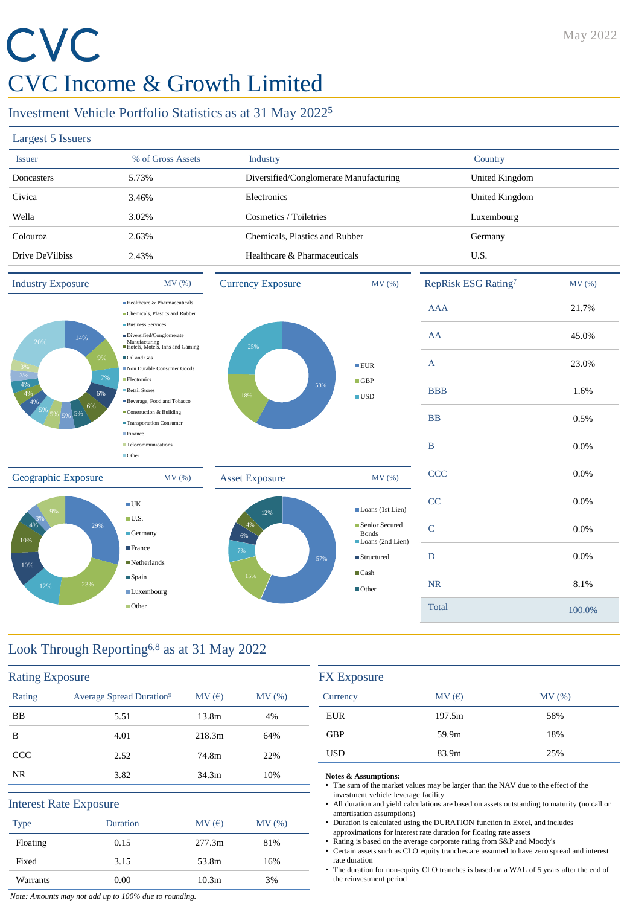CVC

May 2022

# CVC Income & Growth Limited

## Investment Vehicle Portfolio Statistics as at 31 May 2022[5]

### Largest 5 Issuers

| Issuer | % of Gross Assets | Industry | Country |
|---|---|---|---|
| Doncasters | 5.73% | Diversified/Conglomerate Manufacturing | United Kingdom |
| Civica | 3.46% | Electronics | United Kingdom |
| Wella | 3.02% | Cosmetics / Toiletries | Luxembourg |
| Colouroz | 2.63% | Chemicals, Plastics and Rubber | Germany |
| Drive DeVilbiss | 2.43% | Healthcare & Pharmaceuticals | U.S. |

### Industry Exposure

MV (%)

Healthcare & Pharmaceuticals
Chemicals, Plastics and Rubber
Business Services
Diversified/Conglomerate Manufacturing
Hotels, Motels, Inns and Gaming
Oil and Gas
Non Durable Consumer Goods
Electronics
Retail Stores
Beverage, Food and Tobacco
Construction & Building
Transportation Consumer
Finance
Telecommunications
Other

14%
9%
7%
6%
6%
5%
5%
5%
5%
4%
4%
4%
3%
3%
20%

### Currency Exposure

MV (%)

EUR
GBP
USD

58%
18%
25%

### RepRisk ESG Rating[7]

| RepRisk ESG Rating | MV (%) |
|---|---|
| AAA | 21.7% |
| AA | 45.0% |
| A | 23.0% |
| BBB | 1.6% |
| BB | 0.5% |
| B | 0.0% |
| CCC | 0.0% |
| CC | 0.0% |
| C | 0.0% |
| D | 0.0% |
| NR | 8.1% |
| Total | 100.0% |

### Geographic Exposure

MV (%)

UK
U.S.
Germany
France
Netherlands
Spain
Luxembourg
Other

29%
23%
12%
10%
10%
4%
3%
9%

### Asset Exposure

MV (%)

Loans (1st Lien)
Senior Secured Bonds
Loans (2nd Lien)
Structured
Cash
Other

57%
15%
7%
6%
4%
12%

## Look Through Reporting[6,8] as at 31 May 2022

### Rating Exposure

| Rating | Average Spread Duration[9] | MV (€) | MV (%) |
|---|---|---|---|
| BB | 5.51 | 13.8m | 4% |
| B | 4.01 | 218.3m | 64% |
| CCC | 2.52 | 74.8m | 22% |
| NR | 3.82 | 34.3m | 10% |

### FX Exposure

| Currency | MV (€) | MV (%) |
|---|---|---|
| EUR | 197.5m | 58% |
| GBP | 59.9m | 18% |
| USD | 83.9m | 25% |

### Interest Rate Exposure

| Type | Duration | MV (€) | MV (%) |
|---|---|---|---|
| Floating | 0.15 | 277.3m | 81% |
| Fixed | 3.15 | 53.8m | 16% |
| Warrants | 0.00 | 10.3m | 3% |

*Note: Amounts may not add up to 100% due to rounding.*

**Notes & Assumptions:**

- The sum of the market values may be larger than the NAV due to the effect of the investment vehicle leverage facility
- All duration and yield calculations are based on assets outstanding to maturity (no call or amortisation assumptions)
- Duration is calculated using the DURATION function in Excel, and includes approximations for interest rate duration for floating rate assets
- Rating is based on the average corporate rating from S&P and Moody's
- Certain assets such as CLO equity tranches are assumed to have zero spread and interest rate duration
- The duration for non-equity CLO tranches is based on a WAL of 5 years after the end of the reinvestment period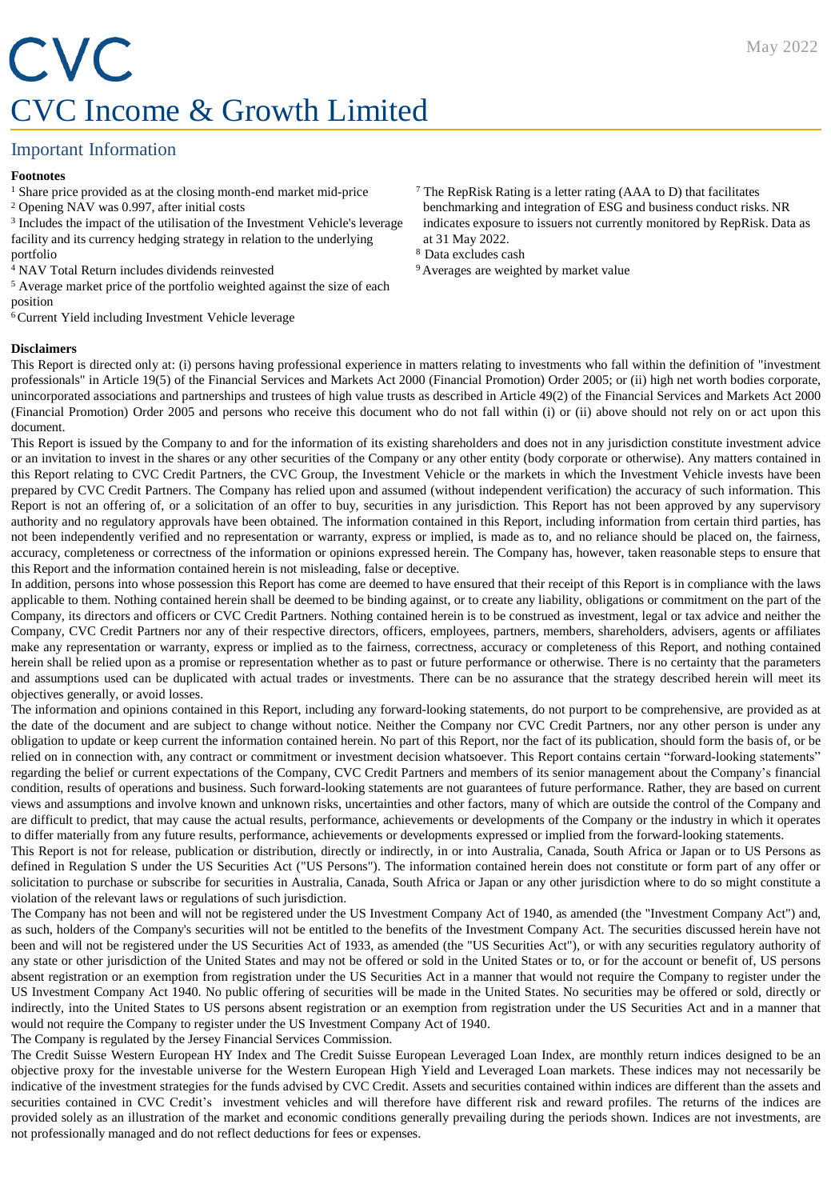# CVC

# CVC Income & Growth Limited

May 2022

## Important Information

**Footnotes**

[1] Share price provided as at the closing month-end market mid-price

[2] Opening NAV was 0.997, after initial costs

[3] Includes the impact of the utilisation of the Investment Vehicle's leverage facility and its currency hedging strategy in relation to the underlying portfolio

[4] NAV Total Return includes dividends reinvested

[5] Average market price of the portfolio weighted against the size of each position

[6] Current Yield including Investment Vehicle leverage

[7] The RepRisk Rating is a letter rating (AAA to D) that facilitates benchmarking and integration of ESG and business conduct risks. NR indicates exposure to issuers not currently monitored by RepRisk. Data as at 31 May 2022.

[8] Data excludes cash

[9] Averages are weighted by market value

**Disclaimers**

This Report is directed only at: (i) persons having professional experience in matters relating to investments who fall within the definition of "investment professionals" in Article 19(5) of the Financial Services and Markets Act 2000 (Financial Promotion) Order 2005; or (ii) high net worth bodies corporate, unincorporated associations and partnerships and trustees of high value trusts as described in Article 49(2) of the Financial Services and Markets Act 2000 (Financial Promotion) Order 2005 and persons who receive this document who do not fall within (i) or (ii) above should not rely on or act upon this document.

This Report is issued by the Company to and for the information of its existing shareholders and does not in any jurisdiction constitute investment advice or an invitation to invest in the shares or any other securities of the Company or any other entity (body corporate or otherwise). Any matters contained in this Report relating to CVC Credit Partners, the CVC Group, the Investment Vehicle or the markets in which the Investment Vehicle invests have been prepared by CVC Credit Partners. The Company has relied upon and assumed (without independent verification) the accuracy of such information. This Report is not an offering of, or a solicitation of an offer to buy, securities in any jurisdiction. This Report has not been approved by any supervisory authority and no regulatory approvals have been obtained. The information contained in this Report, including information from certain third parties, has not been independently verified and no representation or warranty, express or implied, is made as to, and no reliance should be placed on, the fairness, accuracy, completeness or correctness of the information or opinions expressed herein. The Company has, however, taken reasonable steps to ensure that this Report and the information contained herein is not misleading, false or deceptive.

In addition, persons into whose possession this Report has come are deemed to have ensured that their receipt of this Report is in compliance with the laws applicable to them. Nothing contained herein shall be deemed to be binding against, or to create any liability, obligations or commitment on the part of the Company, its directors and officers or CVC Credit Partners. Nothing contained herein is to be construed as investment, legal or tax advice and neither the Company, CVC Credit Partners nor any of their respective directors, officers, employees, partners, members, shareholders, advisers, agents or affiliates make any representation or warranty, express or implied as to the fairness, correctness, accuracy or completeness of this Report, and nothing contained herein shall be relied upon as a promise or representation whether as to past or future performance or otherwise. There is no certainty that the parameters and assumptions used can be duplicated with actual trades or investments. There can be no assurance that the strategy described herein will meet its objectives generally, or avoid losses.

The information and opinions contained in this Report, including any forward-looking statements, do not purport to be comprehensive, are provided as at the date of the document and are subject to change without notice. Neither the Company nor CVC Credit Partners, nor any other person is under any obligation to update or keep current the information contained herein. No part of this Report, nor the fact of its publication, should form the basis of, or be relied on in connection with, any contract or commitment or investment decision whatsoever. This Report contains certain "forward-looking statements" regarding the belief or current expectations of the Company, CVC Credit Partners and members of its senior management about the Company's financial condition, results of operations and business. Such forward-looking statements are not guarantees of future performance. Rather, they are based on current views and assumptions and involve known and unknown risks, uncertainties and other factors, many of which are outside the control of the Company and are difficult to predict, that may cause the actual results, performance, achievements or developments of the Company or the industry in which it operates to differ materially from any future results, performance, achievements or developments expressed or implied from the forward-looking statements.

This Report is not for release, publication or distribution, directly or indirectly, in or into Australia, Canada, South Africa or Japan or to US Persons as defined in Regulation S under the US Securities Act ("US Persons"). The information contained herein does not constitute or form part of any offer or solicitation to purchase or subscribe for securities in Australia, Canada, South Africa or Japan or any other jurisdiction where to do so might constitute a violation of the relevant laws or regulations of such jurisdiction.

The Company has not been and will not be registered under the US Investment Company Act of 1940, as amended (the "Investment Company Act") and, as such, holders of the Company's securities will not be entitled to the benefits of the Investment Company Act. The securities discussed herein have not been and will not be registered under the US Securities Act of 1933, as amended (the "US Securities Act"), or with any securities regulatory authority of any state or other jurisdiction of the United States and may not be offered or sold in the United States or to, or for the account or benefit of, US persons absent registration or an exemption from registration under the US Securities Act in a manner that would not require the Company to register under the US Investment Company Act 1940. No public offering of securities will be made in the United States. No securities may be offered or sold, directly or indirectly, into the United States to US persons absent registration or an exemption from registration under the US Securities Act and in a manner that would not require the Company to register under the US Investment Company Act of 1940.

The Company is regulated by the Jersey Financial Services Commission.

The Credit Suisse Western European HY Index and The Credit Suisse European Leveraged Loan Index, are monthly return indices designed to be an objective proxy for the investable universe for the Western European High Yield and Leveraged Loan markets. These indices may not necessarily be indicative of the investment strategies for the funds advised by CVC Credit. Assets and securities contained within indices are different than the assets and securities contained in CVC Credit's investment vehicles and will therefore have different risk and reward profiles. The returns of the indices are provided solely as an illustration of the market and economic conditions generally prevailing during the periods shown. Indices are not investments, are not professionally managed and do not reflect deductions for fees or expenses.